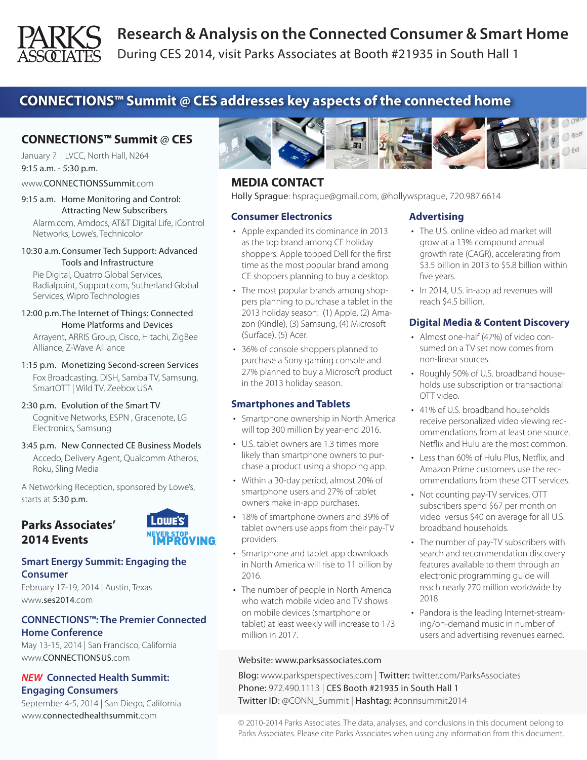# Research & Analysis on the Connected Consumer & Smart Home

During CES 2014, visit Parks Associates at Booth #21935 in South Hall 1

## CONNECTIONS™ Summit @ CES addresses key aspects of the connected home

### CONNECTIONS™ Summit @ CES

January 7 | LVCC, North Hall, N264
9:15 a.m. - 5:30 p.m.

www.CONNECTIONSSummit.com

**9:15 a.m.** Home Monitoring and Control: Attracting New Subscribers
Alarm.com, Amdocs, AT&T Digital Life, iControl Networks, Lowe's, Technicolor

**10:30 a.m.** Consumer Tech Support: Advanced Tools and Infrastructure
Pie Digital, Quatrro Global Services, Radialpoint, Support.com, Sutherland Global Services, Wipro Technologies

**12:00 p.m.** The Internet of Things: Connected Home Platforms and Devices
Arrayent, ARRIS Group, Cisco, Hitachi, ZigBee Alliance, Z-Wave Alliance

**1:15 p.m.** Monetizing Second-screen Services
Fox Broadcasting, DISH, Samba TV, Samsung, SmartOTT | Wild TV, Zeebox USA

**2:30 p.m.** Evolution of the Smart TV
Cognitive Networks, ESPN , Gracenote, LG Electronics, Samsung

**3:45 p.m.** New Connected CE Business Models
Accedo, Delivery Agent, Qualcomm Atheros, Roku, Sling Media

A Networking Reception, sponsored by Lowe's, starts at 5:30 p.m.

### Parks Associates' 2014 Events

**Smart Energy Summit: Engaging the Consumer**
February 17-19, 2014 | Austin, Texas
www.ses2014.com

**CONNECTIONS™: The Premier Connected Home Conference**
May 13-15, 2014 | San Francisco, California
www.CONNECTIONSUS.com

***NEW*** **Connected Health Summit: Engaging Consumers**
September 4-5, 2014 | San Diego, California
www.connectedhealthsummit.com

## MEDIA CONTACT

Holly Sprague: hsprague@gmail.com, @hollywsprague, 720.987.6614

### Consumer Electronics

- Apple expanded its dominance in 2013 as the top brand among CE holiday shoppers. Apple topped Dell for the first time as the most popular brand among CE shoppers planning to buy a desktop.
- The most popular brands among shoppers planning to purchase a tablet in the 2013 holiday season: (1) Apple, (2) Amazon (Kindle), (3) Samsung, (4) Microsoft (Surface), (5) Acer.
- 36% of console shoppers planned to purchase a Sony gaming console and 27% planned to buy a Microsoft product in the 2013 holiday season.

### Smartphones and Tablets

- Smartphone ownership in North America will top 300 million by year-end 2016.
- U.S. tablet owners are 1.3 times more likely than smartphone owners to purchase a product using a shopping app.
- Within a 30-day period, almost 20% of smartphone users and 27% of tablet owners make in-app purchases.
- 18% of smartphone owners and 39% of tablet owners use apps from their pay-TV providers.
- Smartphone and tablet app downloads in North America will rise to 11 billion by 2016.
- The number of people in North America who watch mobile video and TV shows on mobile devices (smartphone or tablet) at least weekly will increase to 173 million in 2017.

### Advertising

- The U.S. online video ad market will grow at a 13% compound annual growth rate (CAGR), accelerating from $3.5 billion in 2013 to $5.8 billion within five years.
- In 2014, U.S. in-app ad revenues will reach $4.5 billion.

### Digital Media & Content Discovery

- Almost one-half (47%) of video consumed on a TV set now comes from non-linear sources.
- Roughly 50% of U.S. broadband households use subscription or transactional OTT video.
- 41% of U.S. broadband households receive personalized video viewing recommendations from at least one source. Netflix and Hulu are the most common.
- Less than 60% of Hulu Plus, Netflix, and Amazon Prime customers use the recommendations from these OTT services.
- Not counting pay-TV services, OTT subscribers spend $67 per month on video versus $40 on average for all U.S. broadband households.
- The number of pay-TV subscribers with search and recommendation discovery features available to them through an electronic programming guide will reach nearly 270 million worldwide by 2018.
- Pandora is the leading Internet-streaming/on-demand music in number of users and advertising revenues earned.

Website: www.parksassociates.com

Blog: www.parksperspectives.com | Twitter: twitter.com/ParksAssociates
Phone: 972.490.1113 | CES Booth #21935 in South Hall 1
Twitter ID: @CONN_Summit | Hashtag: #connsummit2014

© 2010-2014 Parks Associates. The data, analyses, and conclusions in this document belong to Parks Associates. Please cite Parks Associates when using any information from this document.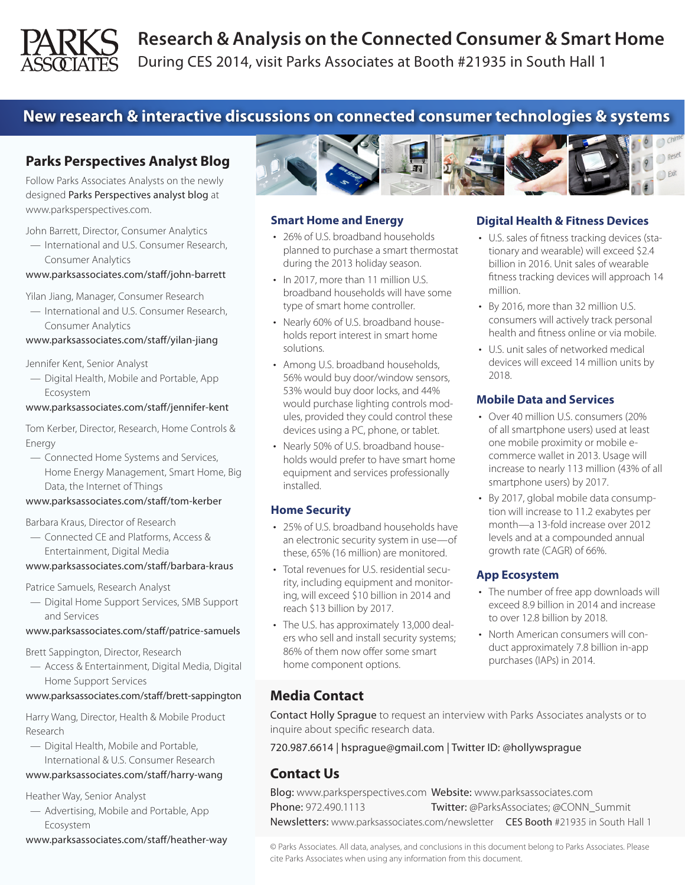# Research & Analysis on the Connected Consumer & Smart Home

During CES 2014, visit Parks Associates at Booth #21935 in South Hall 1

## New research & interactive discussions on connected consumer technologies & systems

## Parks Perspectives Analyst Blog

Follow Parks Associates Analysts on the newly designed Parks Perspectives analyst blog at www.parksperspectives.com.

John Barrett, Director, Consumer Analytics
— International and U.S. Consumer Research, Consumer Analytics
www.parksassociates.com/staff/john-barrett

Yilan Jiang, Manager, Consumer Research
— International and U.S. Consumer Research, Consumer Analytics
www.parksassociates.com/staff/yilan-jiang

Jennifer Kent, Senior Analyst
— Digital Health, Mobile and Portable, App Ecosystem
www.parksassociates.com/staff/jennifer-kent

Tom Kerber, Director, Research, Home Controls & Energy
— Connected Home Systems and Services, Home Energy Management, Smart Home, Big Data, the Internet of Things
www.parksassociates.com/staff/tom-kerber

Barbara Kraus, Director of Research
— Connected CE and Platforms, Access & Entertainment, Digital Media
www.parksassociates.com/staff/barbara-kraus

Patrice Samuels, Research Analyst
— Digital Home Support Services, SMB Support and Services
www.parksassociates.com/staff/patrice-samuels

Brett Sappington, Director, Research
— Access & Entertainment, Digital Media, Digital Home Support Services
www.parksassociates.com/staff/brett-sappington

Harry Wang, Director, Health & Mobile Product Research
— Digital Health, Mobile and Portable, International & U.S. Consumer Research
www.parksassociates.com/staff/harry-wang

Heather Way, Senior Analyst
— Advertising, Mobile and Portable, App Ecosystem
www.parksassociates.com/staff/heather-way

### Smart Home and Energy

- 26% of U.S. broadband households planned to purchase a smart thermostat during the 2013 holiday season.
- In 2017, more than 11 million U.S. broadband households will have some type of smart home controller.
- Nearly 60% of U.S. broadband households report interest in smart home solutions.
- Among U.S. broadband households, 56% would buy door/window sensors, 53% would buy door locks, and 44% would purchase lighting controls modules, provided they could control these devices using a PC, phone, or tablet.
- Nearly 50% of U.S. broadband households would prefer to have smart home equipment and services professionally installed.

### Home Security

- 25% of U.S. broadband households have an electronic security system in use—of these, 65% (16 million) are monitored.
- Total revenues for U.S. residential security, including equipment and monitoring, will exceed $10 billion in 2014 and reach $13 billion by 2017.
- The U.S. has approximately 13,000 dealers who sell and install security systems; 86% of them now offer some smart home component options.

### Digital Health & Fitness Devices

- U.S. sales of fitness tracking devices (stationary and wearable) will exceed $2.4 billion in 2016. Unit sales of wearable fitness tracking devices will approach 14 million.
- By 2016, more than 32 million U.S. consumers will actively track personal health and fitness online or via mobile.
- U.S. unit sales of networked medical devices will exceed 14 million units by 2018.

### Mobile Data and Services

- Over 40 million U.S. consumers (20% of all smartphone users) used at least one mobile proximity or mobile e-commerce wallet in 2013. Usage will increase to nearly 113 million (43% of all smartphone users) by 2017.
- By 2017, global mobile data consumption will increase to 11.2 exabytes per month—a 13-fold increase over 2012 levels and at a compounded annual growth rate (CAGR) of 66%.

### App Ecosystem

- The number of free app downloads will exceed 8.9 billion in 2014 and increase to over 12.8 billion by 2018.
- North American consumers will conduct approximately 7.8 billion in-app purchases (IAPs) in 2014.

## Media Contact

Contact Holly Sprague to request an interview with Parks Associates analysts or to inquire about specific research data.

720.987.6614 | hsprague@gmail.com | Twitter ID: @hollywsprague

## Contact Us

**Blog:** www.parksperspectives.com
**Website:** www.parksassociates.com
**Phone:** 972.490.1113
**Twitter:** @ParksAssociates; @CONN_Summit
**Newsletters:** www.parksassociates.com/newsletter
**CES Booth** #21935 in South Hall 1

© Parks Associates. All data, analyses, and conclusions in this document belong to Parks Associates. Please cite Parks Associates when using any information from this document.